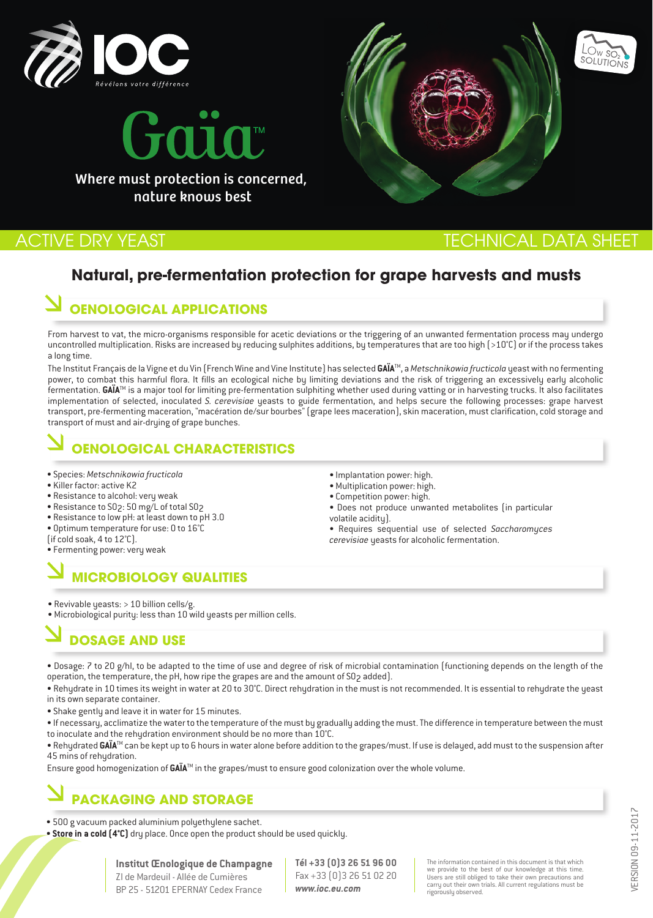IOC

Révélons votre différence

# Gaïa™

Where must protection is concerned, nature knows best

LOW $SO_2$ SOLUTIONS

ACTIVE DRY YEAST

TECHNICAL DATA SHEET

## Natural, pre-fermentation protection for grape harvests and musts

## OENOLOGICAL APPLICATIONS

From harvest to vat, the micro-organisms responsible for acetic deviations or the triggering of an unwanted fermentation process may undergo uncontrolled multiplication. Risks are increased by reducing sulphites additions, by temperatures that are too high (>10°C) or if the process takes a long time.

The Institut Français de la Vigne et du Vin (French Wine and Vine Institute) has selected **GAÏA**™, a *Metschnikowia fructicola* yeast with no fermenting power, to combat this harmful flora. It fills an ecological niche by limiting deviations and the risk of triggering an excessively early alcoholic fermentation. **GAÏA**™ is a major tool for limiting pre-fermentation sulphiting whether used during vatting or in harvesting trucks. It also facilitates implementation of selected, inoculated *S. cerevisiae* yeasts to guide fermentation, and helps secure the following processes: grape harvest transport, pre-fermenting maceration, "macération de/sur bourbes" (grape lees maceration), skin maceration, must clarification, cold storage and transport of must and air-drying of grape bunches.

## OENOLOGICAL CHARACTERISTICS

- Species: *Metschnikowia fructicola*
- Killer factor: active K2
- Resistance to alcohol: very weak
- Resistance to $SO_2$: 50 mg/L of total $SO_2$
- Resistance to low pH: at least down to pH 3.0
- Optimum temperature for use: 0 to 16°C (if cold soak, 4 to 12°C).
- Fermenting power: very weak
- Implantation power: high.
- Multiplication power: high.
- Competition power: high.
- Does not produce unwanted metabolites (in particular volatile acidity).
- Requires sequential use of selected *Saccharomyces cerevisiae* yeasts for alcoholic fermentation.

## MICROBIOLOGY QUALITIES

- Revivable yeasts: > 10 billion cells/g.
- Microbiological purity: less than 10 wild yeasts per million cells.

## DOSAGE AND USE

- Dosage: 7 to 20 g/hl, to be adapted to the time of use and degree of risk of microbial contamination (functioning depends on the length of the operation, the temperature, the pH, how ripe the grapes are and the amount of $SO_2$ added).
- Rehydrate in 10 times its weight in water at 20 to 30°C. Direct rehydration in the must is not recommended. It is essential to rehydrate the yeast in its own separate container.
- Shake gently and leave it in water for 15 minutes.
- If necessary, acclimatize the water to the temperature of the must by gradually adding the must. The difference in temperature between the must to inoculate and the rehydration environment should be no more than 10°C.
- Rehydrated **GAÏA**™ can be kept up to 6 hours in water alone before addition to the grapes/must. If use is delayed, add must to the suspension after 45 mins of rehydration.

Ensure good homogenization of **GAÏA**™ in the grapes/must to ensure good colonization over the whole volume.

## PACKAGING AND STORAGE

- 500 g vacuum packed aluminium polyethylene sachet.
- **Store in a cold (4°C)** dry place. Once open the product should be used quickly.

**Institut Œnologique de Champagne**
ZI de Mardeuil - Allée de Cumières
BP 25 - 51201 EPERNAY Cedex France

**Tél +33 (0)3 26 51 96 00**
Fax +33 (0)3 26 51 02 20
***www.ioc.eu.com***

The information contained in this document is that which we provide to the best of our knowledge at this time. Users are still obliged to take their own precautions and carry out their own trials. All current regulations must be rigorously observed.

VERSION 09-11-2017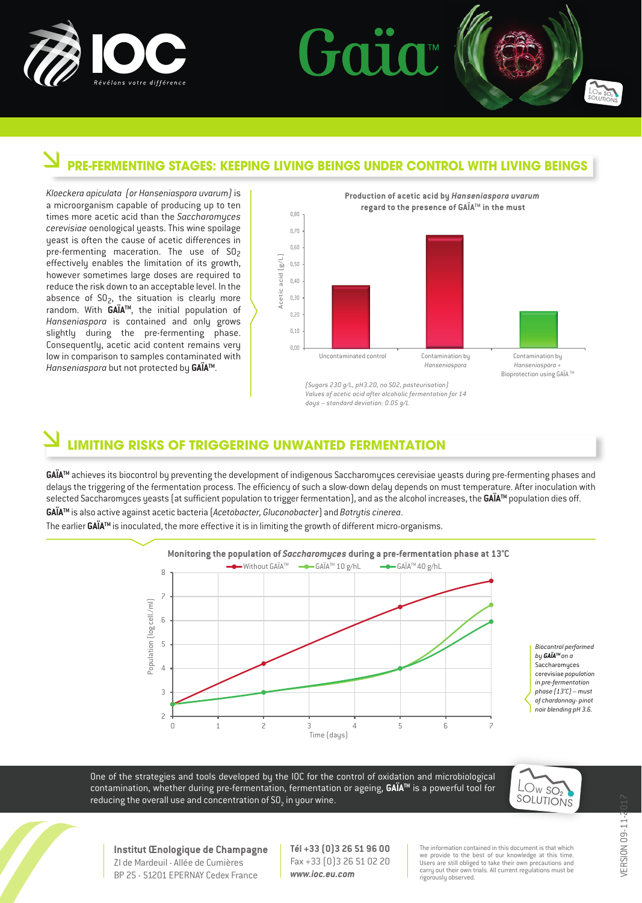IOC

Révélons votre différence

Gaïa™

# PRE-FERMENTING STAGES: KEEPING LIVING BEINGS UNDER CONTROL WITH LIVING BEINGS

*Kloeckera apiculata (or Hanseniaspora uvarum)* is a microorganism capable of producing up to ten times more acetic acid than the *Saccharomyces cerevisiae* oenological yeasts. This wine spoilage yeast is often the cause of acetic differences in pre-fermenting maceration. The use of $SO_2$ effectively enables the limitation of its growth, however sometimes large doses are required to reduce the risk down to an acceptable level. In the absence of $SO_2$, the situation is clearly more random. With **GAÏA™**, the initial population of *Hanseniaspora* is contained and only grows slightly during the pre-fermenting phase. Consequently, acetic acid content remains very low in comparison to samples contaminated with *Hanseniaspora* but not protected by **GAÏA™**.

**Production of acetic acid by *Hanseniaspora uvarum* regard to the presence of GAÏA™ in the must**

Acetic acid (g/L)

0,00
0,10
0,20
0,30
0,40
0,50
0,60
0,70
0,80

Uncontaminated control

Contamination by *Hanseniaspora*

Contamination by *Hanseniaspora* + Bioprotection using GAÏA™

*(Sugars 230 g/L, pH3.20, no SO2, pasteurisation)*
*Values of acetic acid after alcoholic fermentation for 14 days – standard deviation: 0.05 g/L*

# LIMITING RISKS OF TRIGGERING UNWANTED FERMENTATION

**GAÏA™** achieves its biocontrol by preventing the development of indigenous Saccharomyces cerevisiae yeasts during pre-fermenting phases and delays the triggering of the fermentation process. The efficiency of such a slow-down delay depends on must temperature. After inoculation with selected Saccharomyces yeasts (at sufficient population to trigger fermentation), and as the alcohol increases, the **GAÏA™** population dies off.

**GAÏA™** is also active against acetic bacteria (*Acetobacter, Gluconobacter*) and *Botrytis cinerea*.

The earlier **GAÏA™** is inoculated, the more effective it is in limiting the growth of different micro-organisms.

**Monitoring the population of *Saccharomyces* during a pre-fermentation phase at 13°C**

Without GAÏA™ — GAÏA™ 10 g/hL — GAÏA™ 40 g/hL

Population (log cell./ml)

2
3
4
5
6
7
8

0
1
2
3
4
5
6
7

Time (days)

*Biocontrol performed by **GAÏA™** on a Saccharomyces cerevisiae population in pre-fermentation phase (13°C) – must of chardonnay- pinot noir blending pH 3.6.*

One of the strategies and tools developed by the IOC for the control of oxidation and microbiological contamination, whether during pre-fermentation, fermentation or ageing, **GAÏA™** is a powerful tool for reducing the overall use and concentration of $SO_2$ in your wine.

LOW $SO_2$ SOLUTIONS

**Institut Œnologique de Champagne**
ZI de Mardeuil - Allée de Cumières
BP 25 - 51201 EPERNAY Cedex France

**Tél +33 (0)3 26 51 96 00**
Fax +33 (0)3 26 51 02 20
***www.ioc.eu.com***

The information contained in this document is that which we provide to the best of our knowledge at this time. Users are still obliged to take their own precautions and carry out their own trials. All current regulations must be rigorously observed.

VERSION 09-11-2017